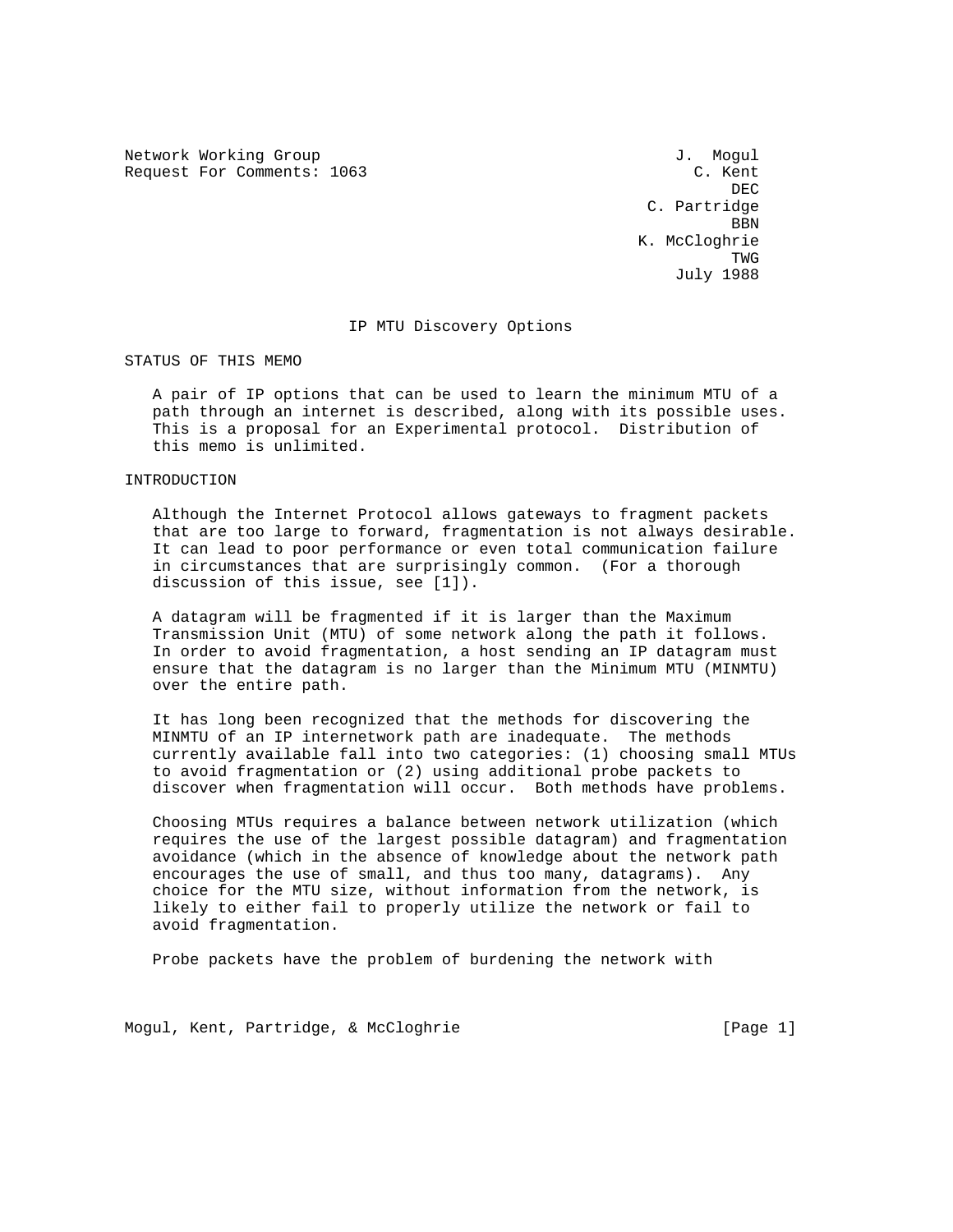Network Working Group J. Mogul
Request For Comments: 1063 C. Kent
DEC
C. Partridge
BBN
K. McCloghrie
TWG
July 1988

# IP MTU Discovery Options

## STATUS OF THIS MEMO

A pair of IP options that can be used to learn the minimum MTU of a path through an internet is described, along with its possible uses. This is a proposal for an Experimental protocol. Distribution of this memo is unlimited.

## INTRODUCTION

Although the Internet Protocol allows gateways to fragment packets that are too large to forward, fragmentation is not always desirable. It can lead to poor performance or even total communication failure in circumstances that are surprisingly common. (For a thorough discussion of this issue, see [1]).

A datagram will be fragmented if it is larger than the Maximum Transmission Unit (MTU) of some network along the path it follows. In order to avoid fragmentation, a host sending an IP datagram must ensure that the datagram is no larger than the Minimum MTU (MINMTU) over the entire path.

It has long been recognized that the methods for discovering the MINMTU of an IP internetwork path are inadequate. The methods currently available fall into two categories: (1) choosing small MTUs to avoid fragmentation or (2) using additional probe packets to discover when fragmentation will occur. Both methods have problems.

Choosing MTUs requires a balance between network utilization (which requires the use of the largest possible datagram) and fragmentation avoidance (which in the absence of knowledge about the network path encourages the use of small, and thus too many, datagrams). Any choice for the MTU size, without information from the network, is likely to either fail to properly utilize the network or fail to avoid fragmentation.

Probe packets have the problem of burdening the network with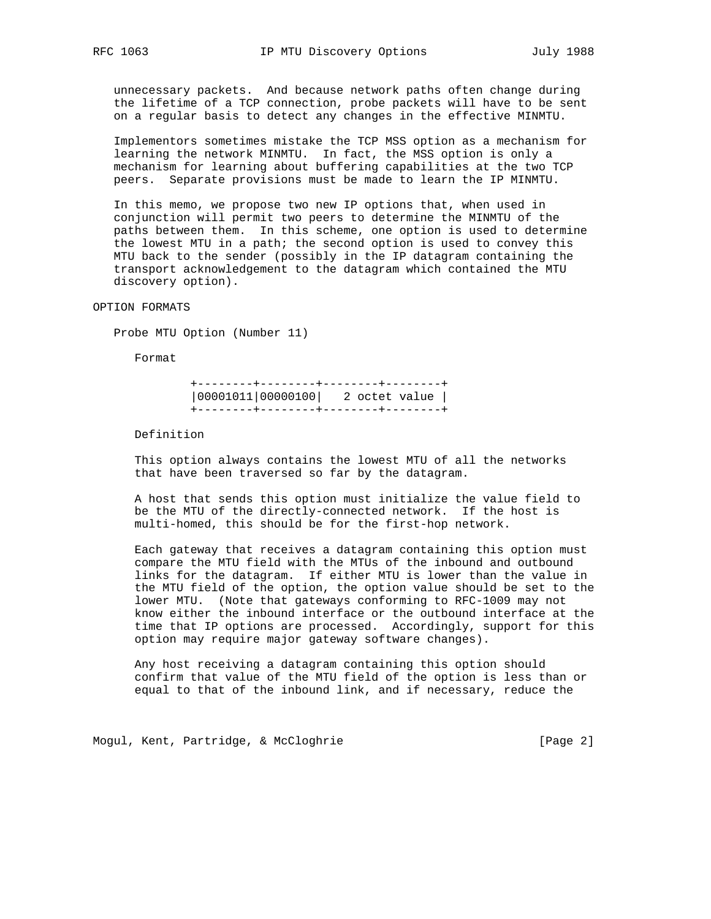unnecessary packets. And because network paths often change during the lifetime of a TCP connection, probe packets will have to be sent on a regular basis to detect any changes in the effective MINMTU.

Implementors sometimes mistake the TCP MSS option as a mechanism for learning the network MINMTU. In fact, the MSS option is only a mechanism for learning about buffering capabilities at the two TCP peers. Separate provisions must be made to learn the IP MINMTU.

In this memo, we propose two new IP options that, when used in conjunction will permit two peers to determine the MINMTU of the paths between them. In this scheme, one option is used to determine the lowest MTU in a path; the second option is used to convey this MTU back to the sender (possibly in the IP datagram containing the transport acknowledgement to the datagram which contained the MTU discovery option).

## OPTION FORMATS

### Probe MTU Option (Number 11)

Format

```
+--------+--------+--------+--------+
|00001011|00000100|   2 octet value |
+--------+--------+--------+--------+
```

Definition

This option always contains the lowest MTU of all the networks that have been traversed so far by the datagram.

A host that sends this option must initialize the value field to be the MTU of the directly-connected network. If the host is multi-homed, this should be for the first-hop network.

Each gateway that receives a datagram containing this option must compare the MTU field with the MTUs of the inbound and outbound links for the datagram. If either MTU is lower than the value in the MTU field of the option, the option value should be set to the lower MTU. (Note that gateways conforming to RFC-1009 may not know either the inbound interface or the outbound interface at the time that IP options are processed. Accordingly, support for this option may require major gateway software changes).

Any host receiving a datagram containing this option should confirm that value of the MTU field of the option is less than or equal to that of the inbound link, and if necessary, reduce the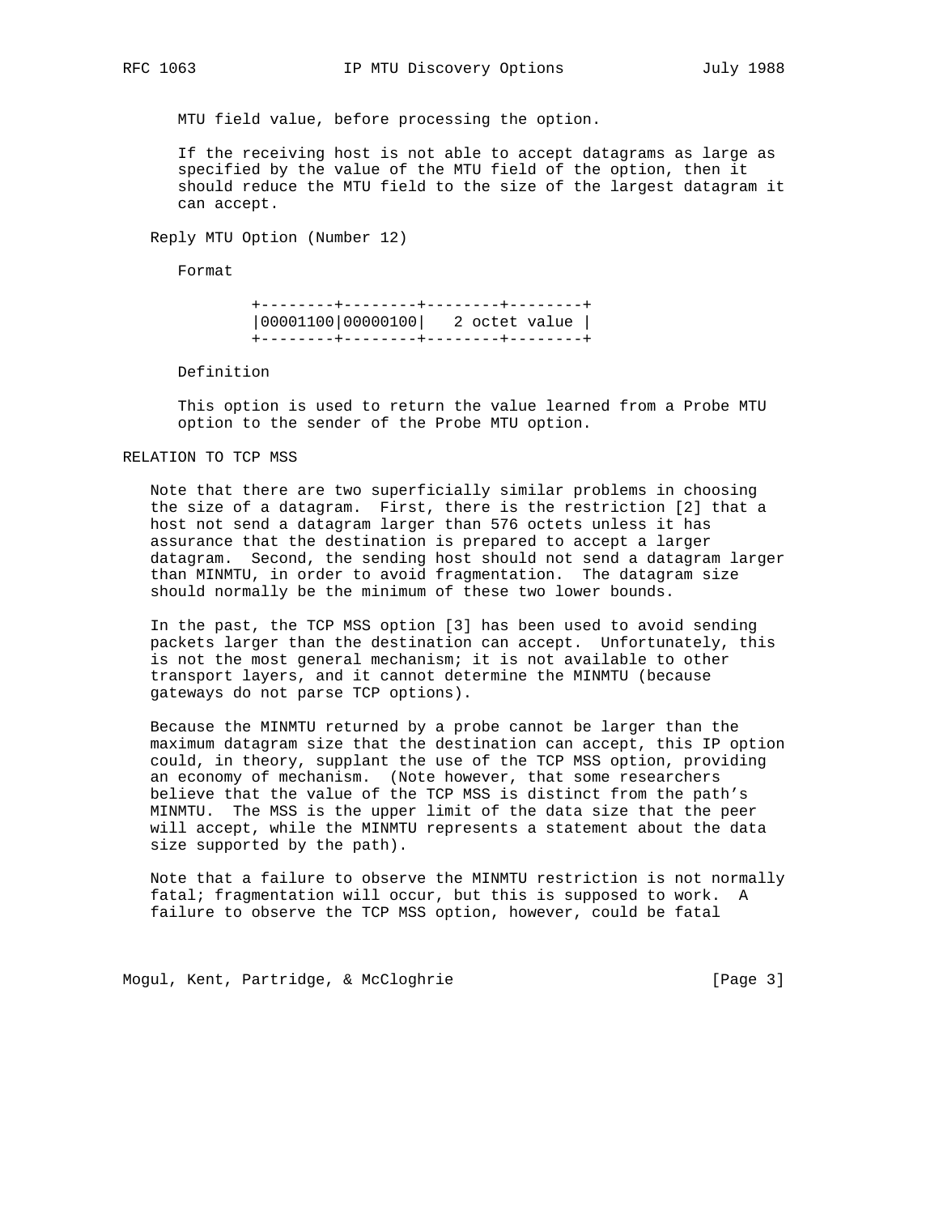MTU field value, before processing the option.

If the receiving host is not able to accept datagrams as large as specified by the value of the MTU field of the option, then it should reduce the MTU field to the size of the largest datagram it can accept.

Reply MTU Option (Number 12)

Format

```
+--------+--------+--------+--------+
|00001100|00000100|   2 octet value |
+--------+--------+--------+--------+
```

Definition

This option is used to return the value learned from a Probe MTU option to the sender of the Probe MTU option.

## RELATION TO TCP MSS

Note that there are two superficially similar problems in choosing the size of a datagram. First, there is the restriction [2] that a host not send a datagram larger than 576 octets unless it has assurance that the destination is prepared to accept a larger datagram. Second, the sending host should not send a datagram larger than MINMTU, in order to avoid fragmentation. The datagram size should normally be the minimum of these two lower bounds.

In the past, the TCP MSS option [3] has been used to avoid sending packets larger than the destination can accept. Unfortunately, this is not the most general mechanism; it is not available to other transport layers, and it cannot determine the MINMTU (because gateways do not parse TCP options).

Because the MINMTU returned by a probe cannot be larger than the maximum datagram size that the destination can accept, this IP option could, in theory, supplant the use of the TCP MSS option, providing an economy of mechanism. (Note however, that some researchers believe that the value of the TCP MSS is distinct from the path's MINMTU. The MSS is the upper limit of the data size that the peer will accept, while the MINMTU represents a statement about the data size supported by the path).

Note that a failure to observe the MINMTU restriction is not normally fatal; fragmentation will occur, but this is supposed to work. A failure to observe the TCP MSS option, however, could be fatal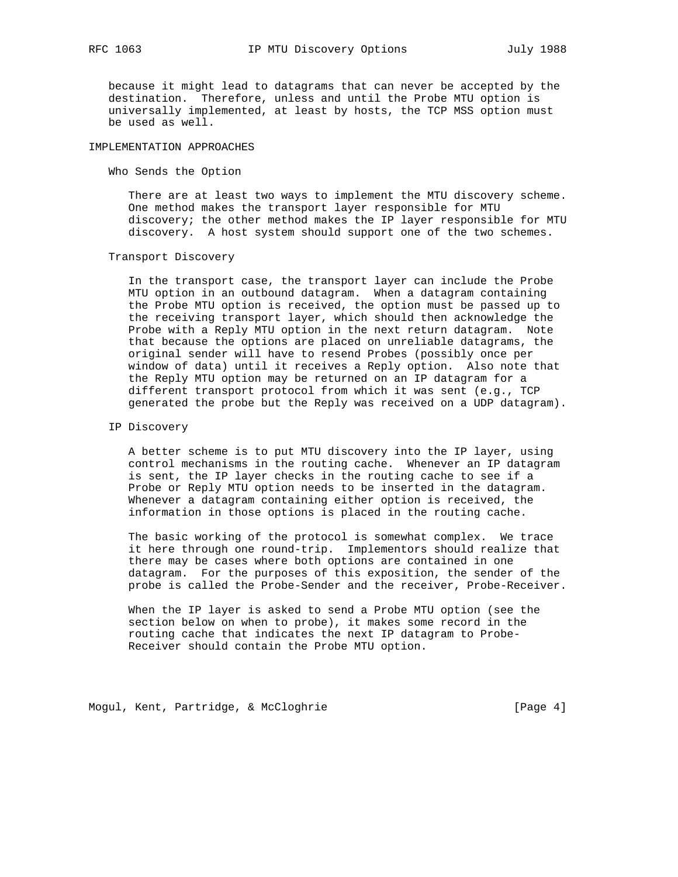because it might lead to datagrams that can never be accepted by the destination. Therefore, unless and until the Probe MTU option is universally implemented, at least by hosts, the TCP MSS option must be used as well.

## IMPLEMENTATION APPROACHES

### Who Sends the Option

There are at least two ways to implement the MTU discovery scheme. One method makes the transport layer responsible for MTU discovery; the other method makes the IP layer responsible for MTU discovery. A host system should support one of the two schemes.

### Transport Discovery

In the transport case, the transport layer can include the Probe MTU option in an outbound datagram. When a datagram containing the Probe MTU option is received, the option must be passed up to the receiving transport layer, which should then acknowledge the Probe with a Reply MTU option in the next return datagram. Note that because the options are placed on unreliable datagrams, the original sender will have to resend Probes (possibly once per window of data) until it receives a Reply option. Also note that the Reply MTU option may be returned on an IP datagram for a different transport protocol from which it was sent (e.g., TCP generated the probe but the Reply was received on a UDP datagram).

### IP Discovery

A better scheme is to put MTU discovery into the IP layer, using control mechanisms in the routing cache. Whenever an IP datagram is sent, the IP layer checks in the routing cache to see if a Probe or Reply MTU option needs to be inserted in the datagram. Whenever a datagram containing either option is received, the information in those options is placed in the routing cache.

The basic working of the protocol is somewhat complex. We trace it here through one round-trip. Implementors should realize that there may be cases where both options are contained in one datagram. For the purposes of this exposition, the sender of the probe is called the Probe-Sender and the receiver, Probe-Receiver.

When the IP layer is asked to send a Probe MTU option (see the section below on when to probe), it makes some record in the routing cache that indicates the next IP datagram to Probe-Receiver should contain the Probe MTU option.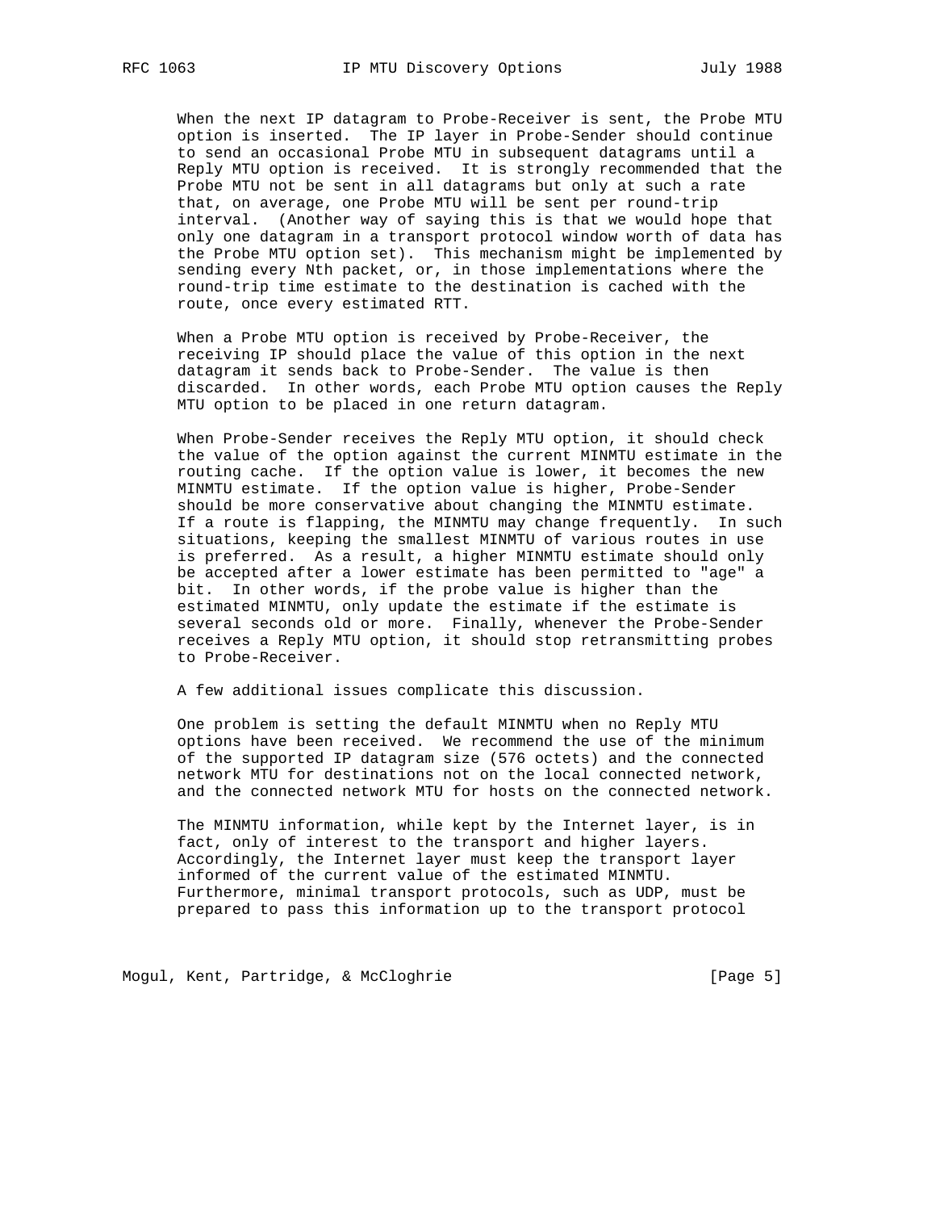When the next IP datagram to Probe-Receiver is sent, the Probe MTU option is inserted. The IP layer in Probe-Sender should continue to send an occasional Probe MTU in subsequent datagrams until a Reply MTU option is received. It is strongly recommended that the Probe MTU not be sent in all datagrams but only at such a rate that, on average, one Probe MTU will be sent per round-trip interval. (Another way of saying this is that we would hope that only one datagram in a transport protocol window worth of data has the Probe MTU option set). This mechanism might be implemented by sending every Nth packet, or, in those implementations where the round-trip time estimate to the destination is cached with the route, once every estimated RTT.

When a Probe MTU option is received by Probe-Receiver, the receiving IP should place the value of this option in the next datagram it sends back to Probe-Sender. The value is then discarded. In other words, each Probe MTU option causes the Reply MTU option to be placed in one return datagram.

When Probe-Sender receives the Reply MTU option, it should check the value of the option against the current MINMTU estimate in the routing cache. If the option value is lower, it becomes the new MINMTU estimate. If the option value is higher, Probe-Sender should be more conservative about changing the MINMTU estimate. If a route is flapping, the MINMTU may change frequently. In such situations, keeping the smallest MINMTU of various routes in use is preferred. As a result, a higher MINMTU estimate should only be accepted after a lower estimate has been permitted to "age" a bit. In other words, if the probe value is higher than the estimated MINMTU, only update the estimate if the estimate is several seconds old or more. Finally, whenever the Probe-Sender receives a Reply MTU option, it should stop retransmitting probes to Probe-Receiver.

A few additional issues complicate this discussion.

One problem is setting the default MINMTU when no Reply MTU options have been received. We recommend the use of the minimum of the supported IP datagram size (576 octets) and the connected network MTU for destinations not on the local connected network, and the connected network MTU for hosts on the connected network.

The MINMTU information, while kept by the Internet layer, is in fact, only of interest to the transport and higher layers. Accordingly, the Internet layer must keep the transport layer informed of the current value of the estimated MINMTU. Furthermore, minimal transport protocols, such as UDP, must be prepared to pass this information up to the transport protocol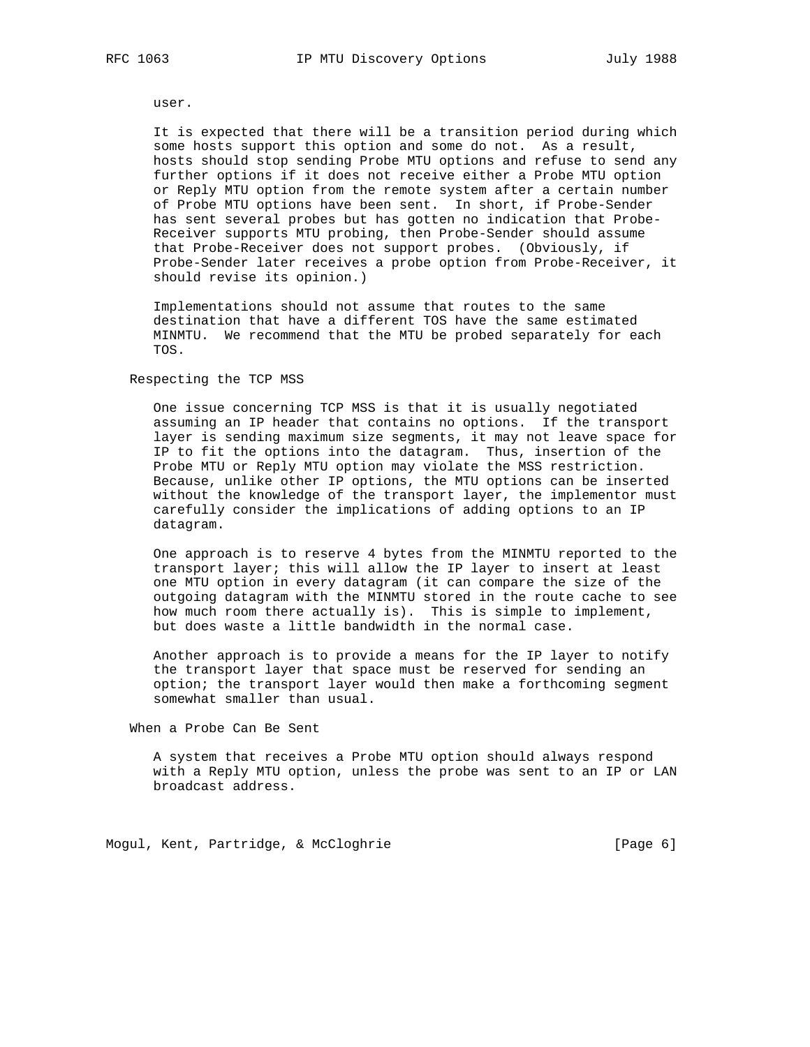user.

It is expected that there will be a transition period during which some hosts support this option and some do not. As a result, hosts should stop sending Probe MTU options and refuse to send any further options if it does not receive either a Probe MTU option or Reply MTU option from the remote system after a certain number of Probe MTU options have been sent. In short, if Probe-Sender has sent several probes but has gotten no indication that Probe-Receiver supports MTU probing, then Probe-Sender should assume that Probe-Receiver does not support probes. (Obviously, if Probe-Sender later receives a probe option from Probe-Receiver, it should revise its opinion.)

Implementations should not assume that routes to the same destination that have a different TOS have the same estimated MINMTU. We recommend that the MTU be probed separately for each TOS.

## Respecting the TCP MSS

One issue concerning TCP MSS is that it is usually negotiated assuming an IP header that contains no options. If the transport layer is sending maximum size segments, it may not leave space for IP to fit the options into the datagram. Thus, insertion of the Probe MTU or Reply MTU option may violate the MSS restriction. Because, unlike other IP options, the MTU options can be inserted without the knowledge of the transport layer, the implementor must carefully consider the implications of adding options to an IP datagram.

One approach is to reserve 4 bytes from the MINMTU reported to the transport layer; this will allow the IP layer to insert at least one MTU option in every datagram (it can compare the size of the outgoing datagram with the MINMTU stored in the route cache to see how much room there actually is). This is simple to implement, but does waste a little bandwidth in the normal case.

Another approach is to provide a means for the IP layer to notify the transport layer that space must be reserved for sending an option; the transport layer would then make a forthcoming segment somewhat smaller than usual.

## When a Probe Can Be Sent

A system that receives a Probe MTU option should always respond with a Reply MTU option, unless the probe was sent to an IP or LAN broadcast address.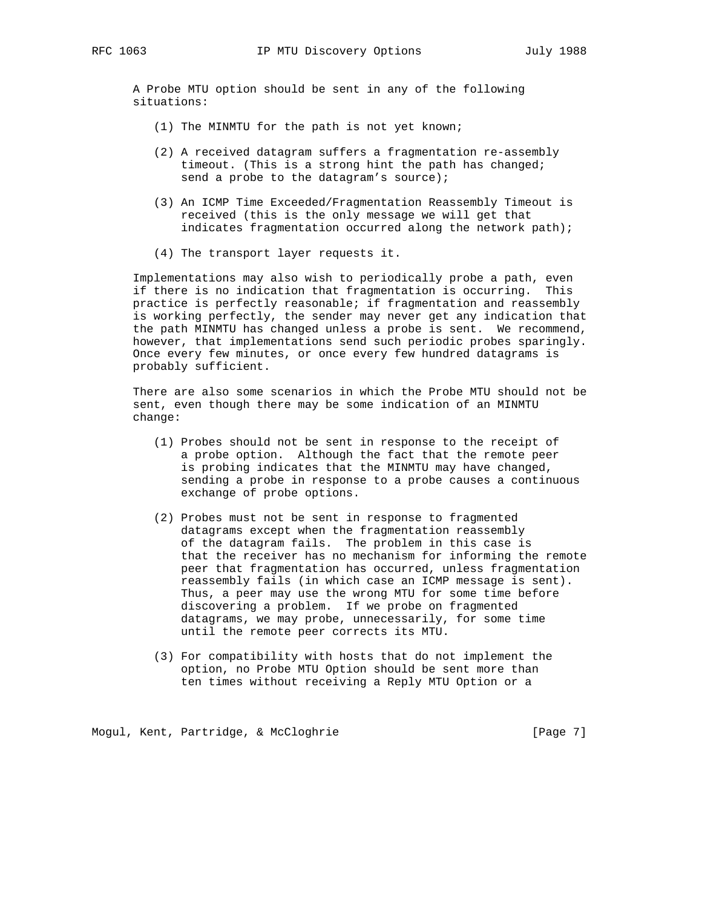A Probe MTU option should be sent in any of the following situations:

(1) The MINMTU for the path is not yet known;

(2) A received datagram suffers a fragmentation re-assembly timeout. (This is a strong hint the path has changed; send a probe to the datagram's source);

(3) An ICMP Time Exceeded/Fragmentation Reassembly Timeout is received (this is the only message we will get that indicates fragmentation occurred along the network path);

(4) The transport layer requests it.

Implementations may also wish to periodically probe a path, even if there is no indication that fragmentation is occurring. This practice is perfectly reasonable; if fragmentation and reassembly is working perfectly, the sender may never get any indication that the path MINMTU has changed unless a probe is sent. We recommend, however, that implementations send such periodic probes sparingly. Once every few minutes, or once every few hundred datagrams is probably sufficient.

There are also some scenarios in which the Probe MTU should not be sent, even though there may be some indication of an MINMTU change:

(1) Probes should not be sent in response to the receipt of a probe option. Although the fact that the remote peer is probing indicates that the MINMTU may have changed, sending a probe in response to a probe causes a continuous exchange of probe options.

(2) Probes must not be sent in response to fragmented datagrams except when the fragmentation reassembly of the datagram fails. The problem in this case is that the receiver has no mechanism for informing the remote peer that fragmentation has occurred, unless fragmentation reassembly fails (in which case an ICMP message is sent). Thus, a peer may use the wrong MTU for some time before discovering a problem. If we probe on fragmented datagrams, we may probe, unnecessarily, for some time until the remote peer corrects its MTU.

(3) For compatibility with hosts that do not implement the option, no Probe MTU Option should be sent more than ten times without receiving a Reply MTU Option or a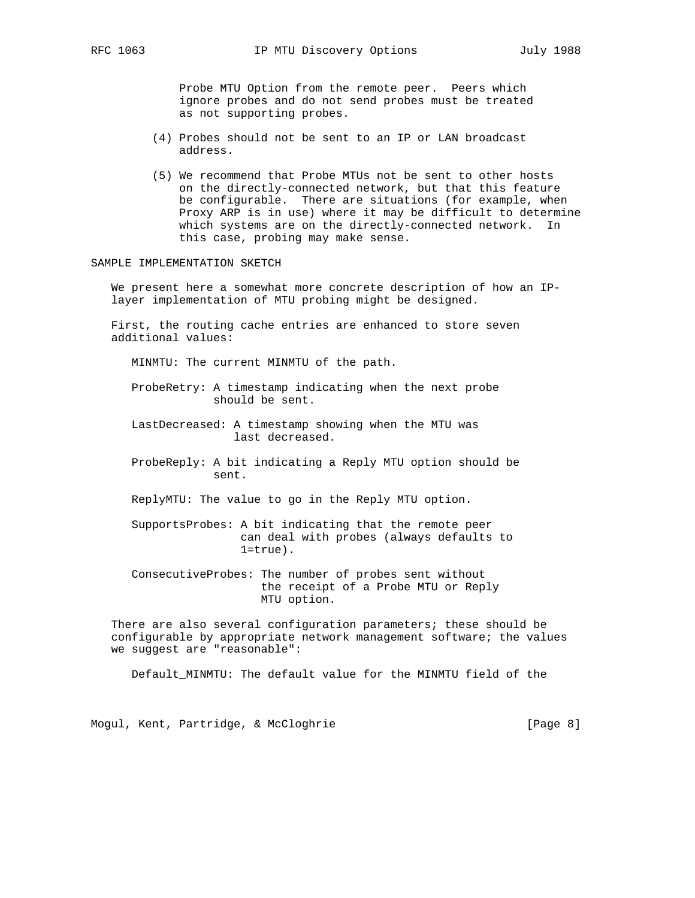Probe MTU Option from the remote peer. Peers which ignore probes and do not send probes must be treated as not supporting probes.

(4) Probes should not be sent to an IP or LAN broadcast address.

(5) We recommend that Probe MTUs not be sent to other hosts on the directly-connected network, but that this feature be configurable. There are situations (for example, when Proxy ARP is in use) where it may be difficult to determine which systems are on the directly-connected network. In this case, probing may make sense.

## SAMPLE IMPLEMENTATION SKETCH

We present here a somewhat more concrete description of how an IP-layer implementation of MTU probing might be designed.

First, the routing cache entries are enhanced to store seven additional values:

MINMTU: The current MINMTU of the path.

ProbeRetry: A timestamp indicating when the next probe should be sent.

LastDecreased: A timestamp showing when the MTU was last decreased.

ProbeReply: A bit indicating a Reply MTU option should be sent.

ReplyMTU: The value to go in the Reply MTU option.

SupportsProbes: A bit indicating that the remote peer can deal with probes (always defaults to 1=true).

ConsecutiveProbes: The number of probes sent without the receipt of a Probe MTU or Reply MTU option.

There are also several configuration parameters; these should be configurable by appropriate network management software; the values we suggest are "reasonable":

Default_MINMTU: The default value for the MINMTU field of the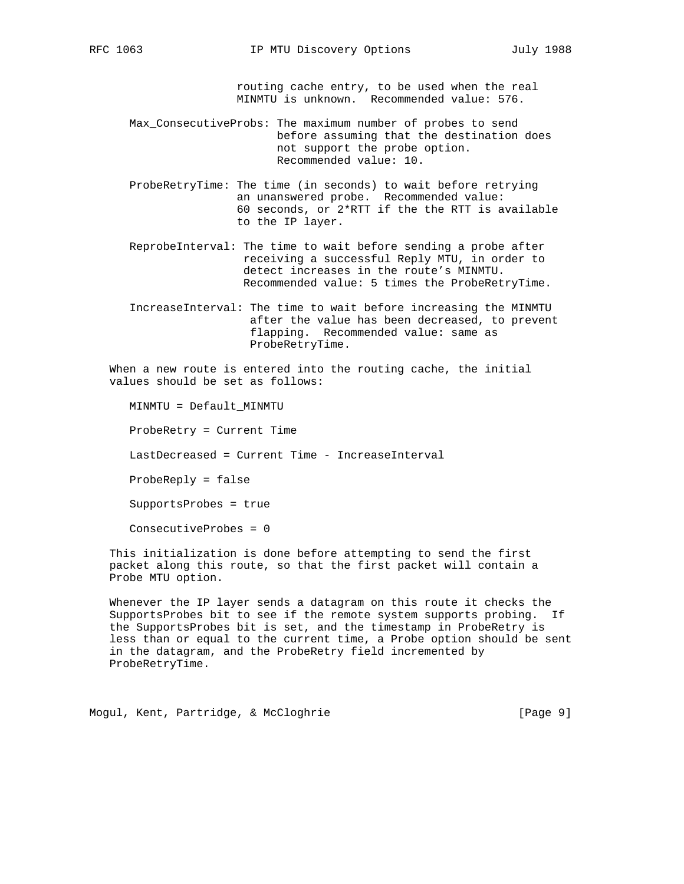routing cache entry, to be used when the real MINMTU is unknown. Recommended value: 576.

Max_ConsecutiveProbs: The maximum number of probes to send before assuming that the destination does not support the probe option. Recommended value: 10.

ProbeRetryTime: The time (in seconds) to wait before retrying an unanswered probe. Recommended value: 60 seconds, or 2*RTT if the the RTT is available to the IP layer.

ReprobeInterval: The time to wait before sending a probe after receiving a successful Reply MTU, in order to detect increases in the route's MINMTU. Recommended value: 5 times the ProbeRetryTime.

IncreaseInterval: The time to wait before increasing the MINMTU after the value has been decreased, to prevent flapping. Recommended value: same as ProbeRetryTime.

When a new route is entered into the routing cache, the initial values should be set as follows:

```
MINMTU = Default_MINMTU

ProbeRetry = Current Time

LastDecreased = Current Time - IncreaseInterval

ProbeReply = false

SupportsProbes = true

ConsecutiveProbes = 0
```

This initialization is done before attempting to send the first packet along this route, so that the first packet will contain a Probe MTU option.

Whenever the IP layer sends a datagram on this route it checks the SupportsProbes bit to see if the remote system supports probing. If the SupportsProbes bit is set, and the timestamp in ProbeRetry is less than or equal to the current time, a Probe option should be sent in the datagram, and the ProbeRetry field incremented by ProbeRetryTime.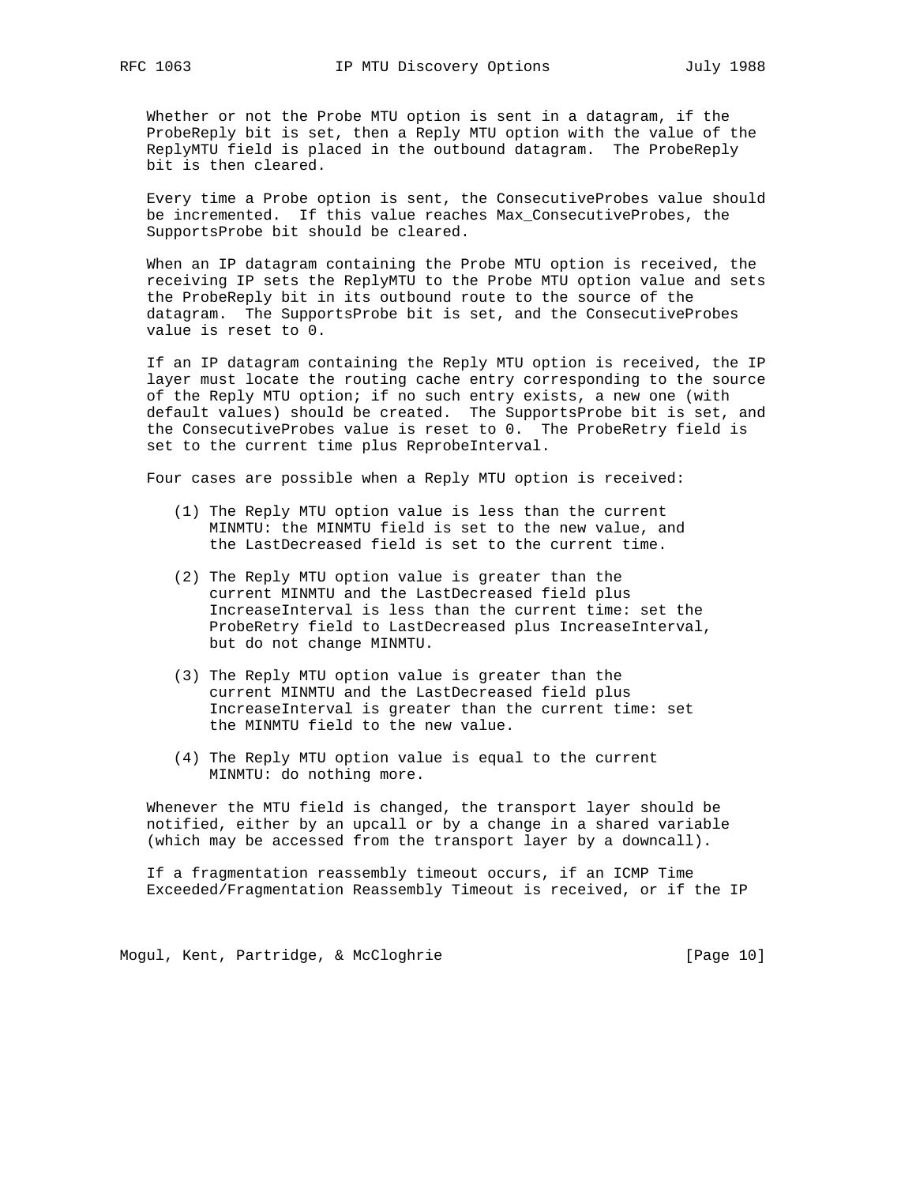Whether or not the Probe MTU option is sent in a datagram, if the ProbeReply bit is set, then a Reply MTU option with the value of the ReplyMTU field is placed in the outbound datagram. The ProbeReply bit is then cleared.

Every time a Probe option is sent, the ConsecutiveProbes value should be incremented. If this value reaches Max_ConsecutiveProbes, the SupportsProbe bit should be cleared.

When an IP datagram containing the Probe MTU option is received, the receiving IP sets the ReplyMTU to the Probe MTU option value and sets the ProbeReply bit in its outbound route to the source of the datagram. The SupportsProbe bit is set, and the ConsecutiveProbes value is reset to 0.

If an IP datagram containing the Reply MTU option is received, the IP layer must locate the routing cache entry corresponding to the source of the Reply MTU option; if no such entry exists, a new one (with default values) should be created. The SupportsProbe bit is set, and the ConsecutiveProbes value is reset to 0. The ProbeRetry field is set to the current time plus ReprobeInterval.

Four cases are possible when a Reply MTU option is received:

(1) The Reply MTU option value is less than the current MINMTU: the MINMTU field is set to the new value, and the LastDecreased field is set to the current time.

(2) The Reply MTU option value is greater than the current MINMTU and the LastDecreased field plus IncreaseInterval is less than the current time: set the ProbeRetry field to LastDecreased plus IncreaseInterval, but do not change MINMTU.

(3) The Reply MTU option value is greater than the current MINMTU and the LastDecreased field plus IncreaseInterval is greater than the current time: set the MINMTU field to the new value.

(4) The Reply MTU option value is equal to the current MINMTU: do nothing more.

Whenever the MTU field is changed, the transport layer should be notified, either by an upcall or by a change in a shared variable (which may be accessed from the transport layer by a downcall).

If a fragmentation reassembly timeout occurs, if an ICMP Time Exceeded/Fragmentation Reassembly Timeout is received, or if the IP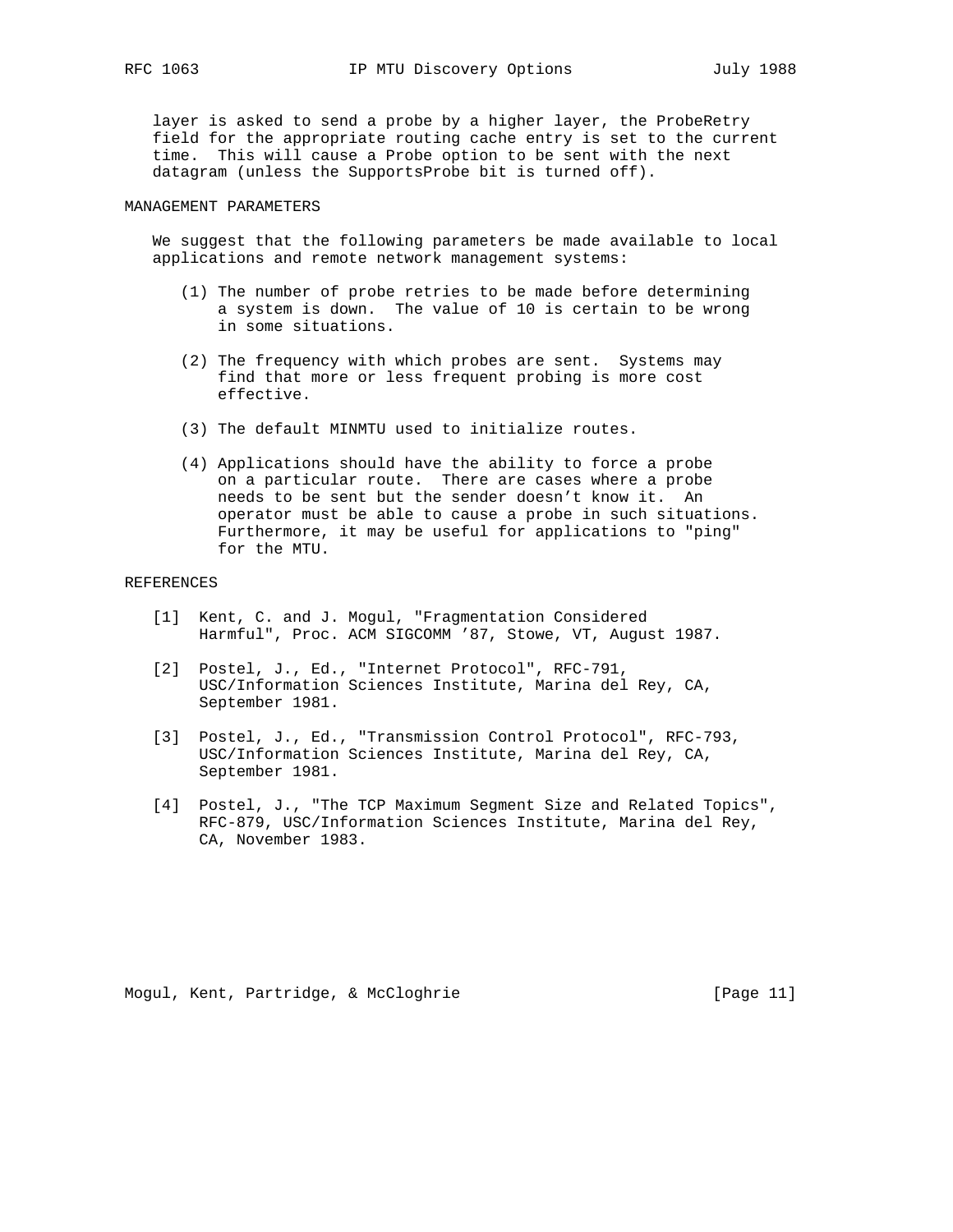layer is asked to send a probe by a higher layer, the ProbeRetry field for the appropriate routing cache entry is set to the current time. This will cause a Probe option to be sent with the next datagram (unless the SupportsProbe bit is turned off).

## MANAGEMENT PARAMETERS

We suggest that the following parameters be made available to local applications and remote network management systems:

(1) The number of probe retries to be made before determining a system is down. The value of 10 is certain to be wrong in some situations.

(2) The frequency with which probes are sent. Systems may find that more or less frequent probing is more cost effective.

(3) The default MINMTU used to initialize routes.

(4) Applications should have the ability to force a probe on a particular route. There are cases where a probe needs to be sent but the sender doesn't know it. An operator must be able to cause a probe in such situations. Furthermore, it may be useful for applications to "ping" for the MTU.

## REFERENCES

[1] Kent, C. and J. Mogul, "Fragmentation Considered Harmful", Proc. ACM SIGCOMM '87, Stowe, VT, August 1987.

[2] Postel, J., Ed., "Internet Protocol", RFC-791, USC/Information Sciences Institute, Marina del Rey, CA, September 1981.

[3] Postel, J., Ed., "Transmission Control Protocol", RFC-793, USC/Information Sciences Institute, Marina del Rey, CA, September 1981.

[4] Postel, J., "The TCP Maximum Segment Size and Related Topics", RFC-879, USC/Information Sciences Institute, Marina del Rey, CA, November 1983.